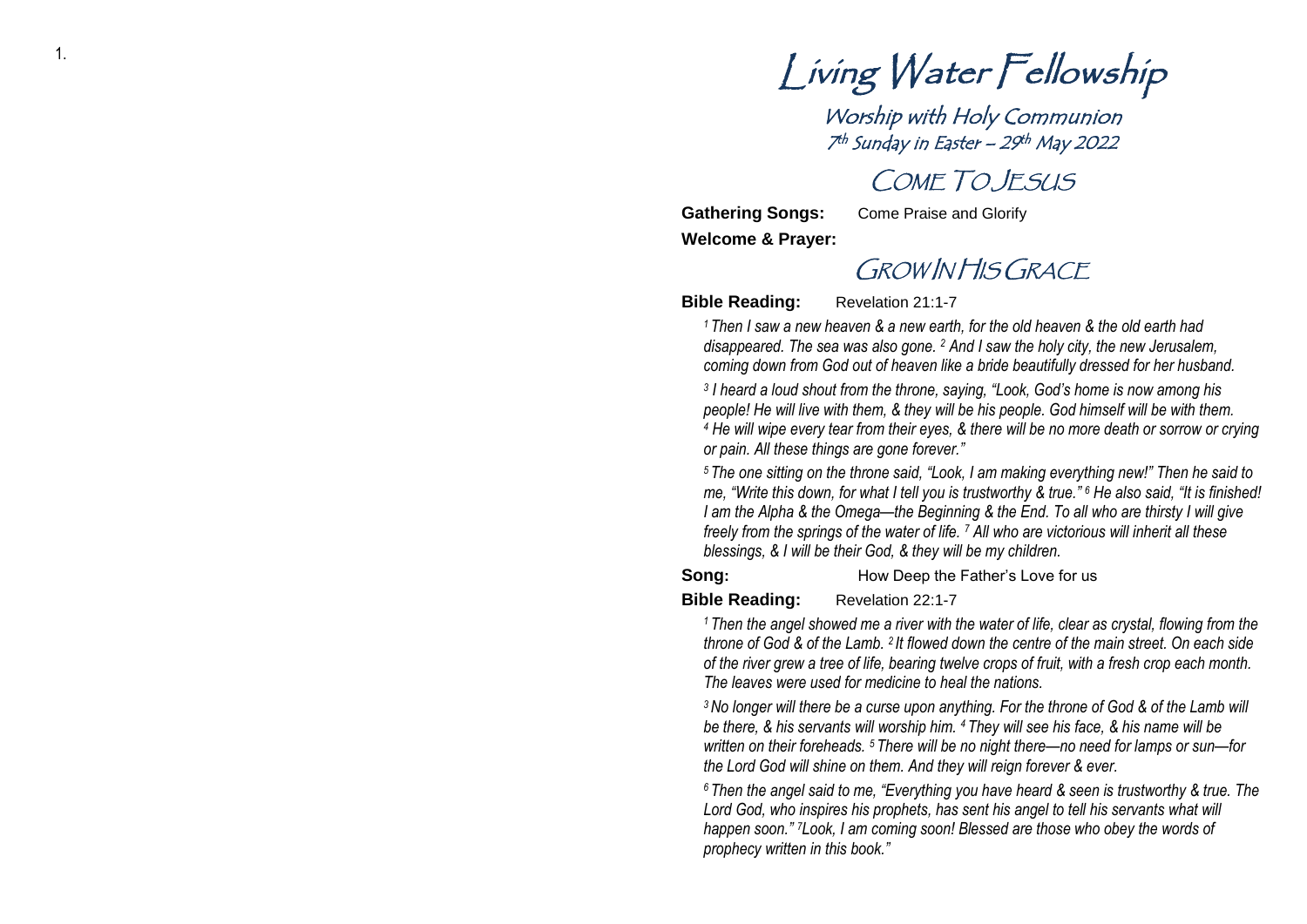# Living Water Fellowship

## Worship with Holy Communion

### 7th Sunday in Easter – 29th May 2022

## COME TO JESUS

**Gathering Songs:** Come Praise and Glorify

**Welcome & Prayer:**

## GROW IN HIS GRACE

**Bible Reading:** Revelation 21:1-7

*[1] Then I saw a new heaven & a new earth, for the old heaven & the old earth had disappeared. The sea was also gone. [2] And I saw the holy city, the new Jerusalem, coming down from God out of heaven like a bride beautifully dressed for her husband.*

*[3] I heard a loud shout from the throne, saying, "Look, God's home is now among his people! He will live with them, & they will be his people. God himself will be with them. [4] He will wipe every tear from their eyes, & there will be no more death or sorrow or crying or pain. All these things are gone forever."*

*[5] The one sitting on the throne said, "Look, I am making everything new!" Then he said to me, "Write this down, for what I tell you is trustworthy & true." [6] He also said, "It is finished! I am the Alpha & the Omega—the Beginning & the End. To all who are thirsty I will give freely from the springs of the water of life. [7] All who are victorious will inherit all these blessings, & I will be their God, & they will be my children.*

**Song:** How Deep the Father's Love for us

**Bible Reading:** Revelation 22:1-7

*[1] Then the angel showed me a river with the water of life, clear as crystal, flowing from the throne of God & of the Lamb. [2] It flowed down the centre of the main street. On each side of the river grew a tree of life, bearing twelve crops of fruit, with a fresh crop each month. The leaves were used for medicine to heal the nations.*

*[3] No longer will there be a curse upon anything. For the throne of God & of the Lamb will be there, & his servants will worship him. [4] They will see his face, & his name will be written on their foreheads. [5] There will be no night there—no need for lamps or sun—for the Lord God will shine on them. And they will reign forever & ever.*

*[6] Then the angel said to me, "Everything you have heard & seen is trustworthy & true. The Lord God, who inspires his prophets, has sent his angel to tell his servants what will happen soon." [7] Look, I am coming soon! Blessed are those who obey the words of prophecy written in this book."*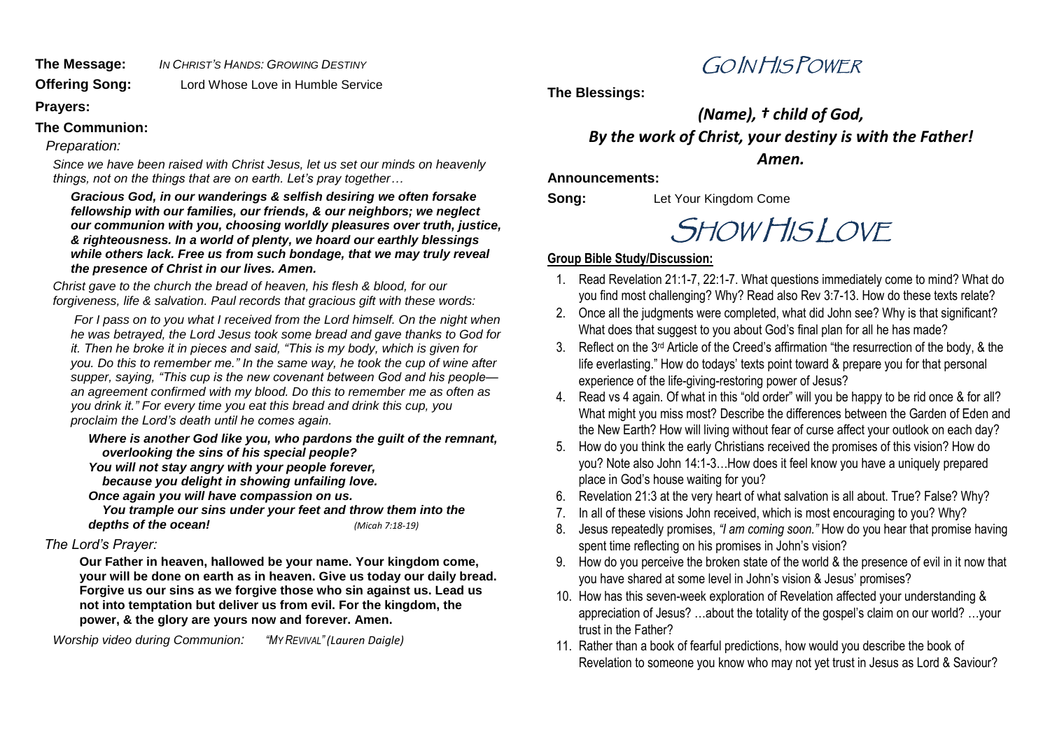**The Message:** *IN CHRIST'S HANDS: GROWING DESTINY*

**Offering Song:** Lord Whose Love in Humble Service

**Prayers:**

**The Communion:**

*Preparation:*

*Since we have been raised with Christ Jesus, let us set our minds on heavenly things, not on the things that are on earth. Let's pray together…*

***Gracious God, in our wanderings & selfish desiring we often forsake fellowship with our families, our friends, & our neighbors; we neglect our communion with you, choosing worldly pleasures over truth, justice, & righteousness. In a world of plenty, we hoard our earthly blessings while others lack. Free us from such bondage, that we may truly reveal the presence of Christ in our lives. Amen.***

*Christ gave to the church the bread of heaven, his flesh & blood, for our forgiveness, life & salvation. Paul records that gracious gift with these words:*

*For I pass on to you what I received from the Lord himself. On the night when he was betrayed, the Lord Jesus took some bread and gave thanks to God for it. Then he broke it in pieces and said, "This is my body, which is given for you. Do this to remember me." In the same way, he took the cup of wine after supper, saying, "This cup is the new covenant between God and his people—an agreement confirmed with my blood. Do this to remember me as often as you drink it." For every time you eat this bread and drink this cup, you proclaim the Lord's death until he comes again.*

***Where is another God like you, who pardons the guilt of the remnant, overlooking the sins of his special people?***
***You will not stay angry with your people forever, because you delight in showing unfailing love.***
***Once again you will have compassion on us.***
***You trample our sins under your feet and throw them into the depths of the ocean!*** *(Micah 7:18-19)*

*The Lord's Prayer:*

**Our Father in heaven, hallowed be your name. Your kingdom come, your will be done on earth as in heaven. Give us today our daily bread. Forgive us our sins as we forgive those who sin against us. Lead us not into temptation but deliver us from evil. For the kingdom, the power, & the glory are yours now and forever. Amen.**

*Worship video during Communion:* *"MY REVIVAL" (Lauren Daigle)*

# GO IN HIS POWER

**The Blessings:**

***(Name), † child of God,***
***By the work of Christ, your destiny is with the Father!***
***Amen.***

**Announcements:**

**Song:** Let Your Kingdom Come

# SHOW HIS LOVE

**Group Bible Study/Discussion:**

1. Read Revelation 21:1-7, 22:1-7. What questions immediately come to mind? What do you find most challenging? Why? Read also Rev 3:7-13. How do these texts relate?
2. Once all the judgments were completed, what did John see? Why is that significant? What does that suggest to you about God's final plan for all he has made?
3. Reflect on the 3rd Article of the Creed's affirmation "the resurrection of the body, & the life everlasting." How do todays' texts point toward & prepare you for that personal experience of the life-giving-restoring power of Jesus?
4. Read vs 4 again. Of what in this "old order" will you be happy to be rid once & for all? What might you miss most? Describe the differences between the Garden of Eden and the New Earth? How will living without fear of curse affect your outlook on each day?
5. How do you think the early Christians received the promises of this vision? How do you? Note also John 14:1-3…How does it feel know you have a uniquely prepared place in God's house waiting for you?
6. Revelation 21:3 at the very heart of what salvation is all about. True? False? Why?
7. In all of these visions John received, which is most encouraging to you? Why?
8. Jesus repeatedly promises, *"I am coming soon."* How do you hear that promise having spent time reflecting on his promises in John's vision?
9. How do you perceive the broken state of the world & the presence of evil in it now that you have shared at some level in John's vision & Jesus' promises?
10. How has this seven-week exploration of Revelation affected your understanding & appreciation of Jesus? …about the totality of the gospel's claim on our world? …your trust in the Father?
11. Rather than a book of fearful predictions, how would you describe the book of Revelation to someone you know who may not yet trust in Jesus as Lord & Saviour?